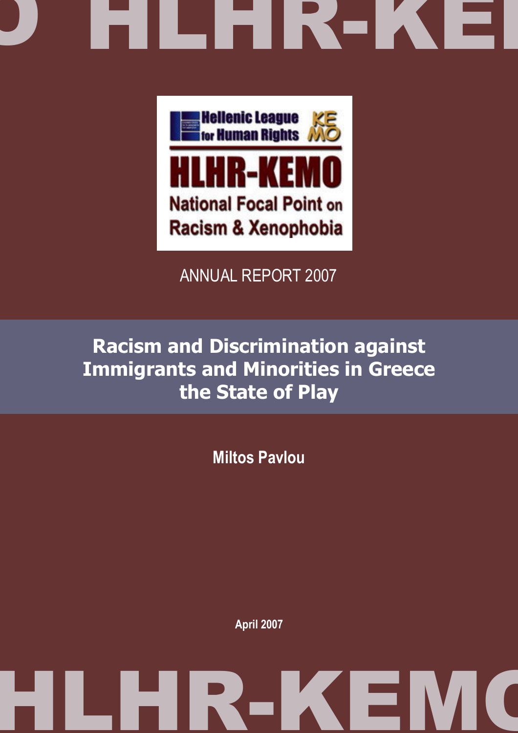Hellenic League for Human Rights

KEMO

HLHR-KEMO

National Focal Point on Racism & Xenophobia

ANNUAL REPORT 2007

# Racism and Discrimination against Immigrants and Minorities in Greece the State of Play

**Miltos Pavlou**

**April 2007**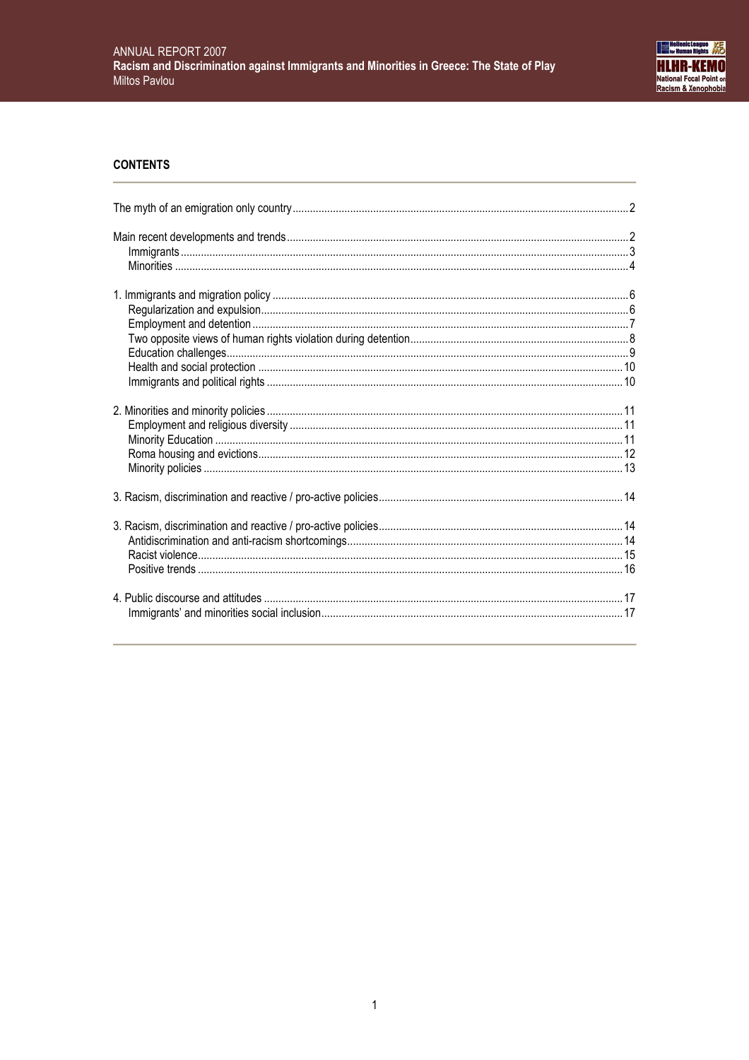## CONTENTS

The myth of an emigration only country ... 2

Main recent developments and trends ... 2
- Immigrants ... 3
- Minorities ... 4

1. Immigrants and migration policy ... 6
   - Regularization and expulsion ... 6
   - Employment and detention ... 7
   - Two opposite views of human rights violation during detention ... 8
   - Education challenges ... 9
   - Health and social protection ... 10
   - Immigrants and political rights ... 10

2. Minorities and minority policies ... 11
   - Employment and religious diversity ... 11
   - Minority Education ... 11
   - Roma housing and evictions ... 12
   - Minority policies ... 13

3. Racism, discrimination and reactive / pro-active policies ... 14

3. Racism, discrimination and reactive / pro-active policies ... 14
   - Antidiscrimination and anti-racism shortcomings ... 14
   - Racist violence ... 15
   - Positive trends ... 16

4. Public discourse and attitudes ... 17
   - Immigrants' and minorities social inclusion ... 17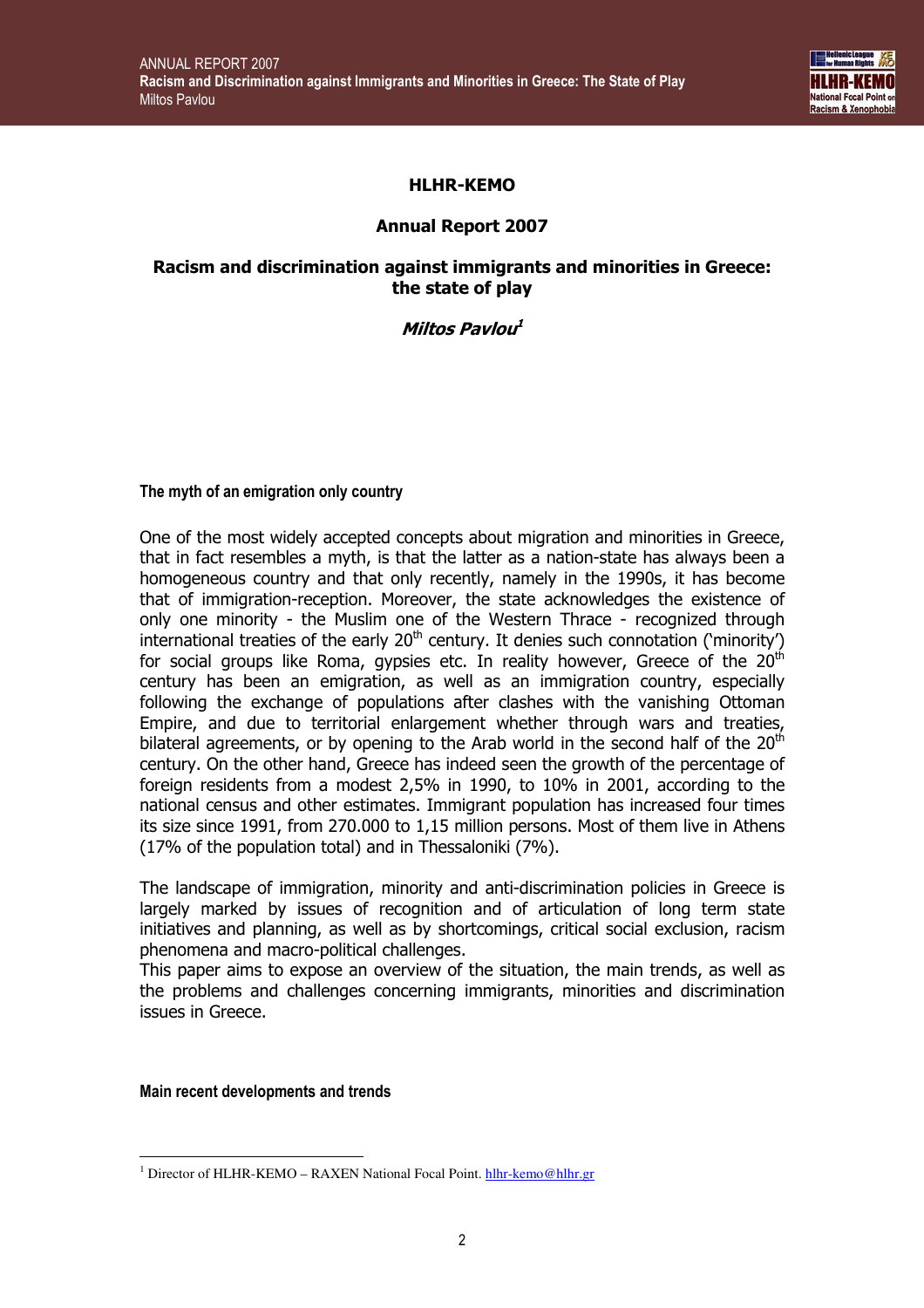**HLHR-KEMO**

**Annual Report 2007**

**Racism and discrimination against immigrants and minorities in Greece: the state of play**

***Miltos Pavlou[1]***

#### The myth of an emigration only country

One of the most widely accepted concepts about migration and minorities in Greece, that in fact resembles a myth, is that the latter as a nation-state has always been a homogeneous country and that only recently, namely in the 1990s, it has become that of immigration-reception. Moreover, the state acknowledges the existence of only one minority - the Muslim one of the Western Thrace - recognized through international treaties of the early 20th century. It denies such connotation ('minority') for social groups like Roma, gypsies etc. In reality however, Greece of the 20th century has been an emigration, as well as an immigration country, especially following the exchange of populations after clashes with the vanishing Ottoman Empire, and due to territorial enlargement whether through wars and treaties, bilateral agreements, or by opening to the Arab world in the second half of the 20th century. On the other hand, Greece has indeed seen the growth of the percentage of foreign residents from a modest 2,5% in 1990, to 10% in 2001, according to the national census and other estimates. Immigrant population has increased four times its size since 1991, from 270.000 to 1,15 million persons. Most of them live in Athens (17% of the population total) and in Thessaloniki (7%).

The landscape of immigration, minority and anti-discrimination policies in Greece is largely marked by issues of recognition and of articulation of long term state initiatives and planning, as well as by shortcomings, critical social exclusion, racism phenomena and macro-political challenges.
This paper aims to expose an overview of the situation, the main trends, as well as the problems and challenges concerning immigrants, minorities and discrimination issues in Greece.

#### Main recent developments and trends

[1] Director of HLHR-KEMO – RAXEN National Focal Point. hlhr-kemo@hlhr.gr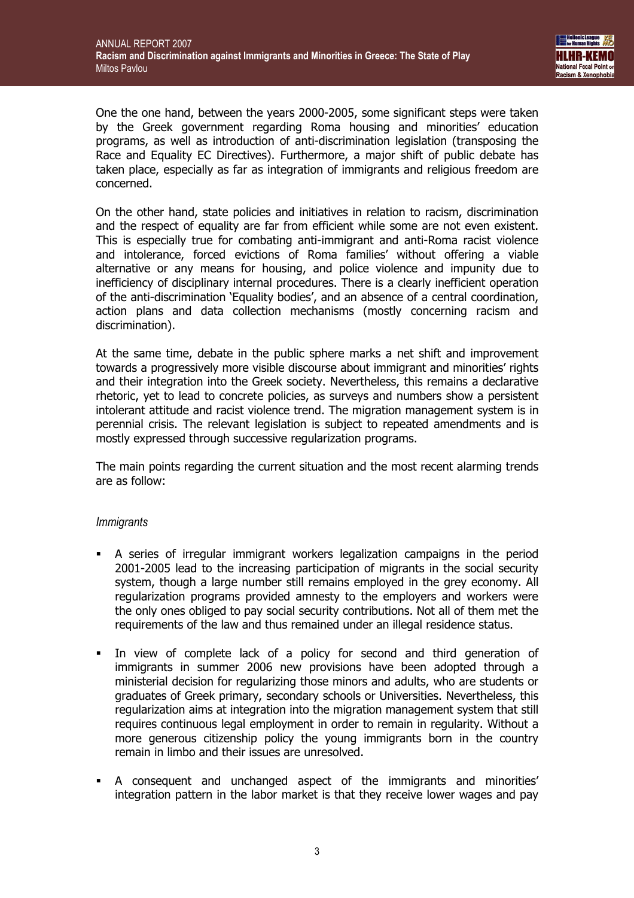One the one hand, between the years 2000-2005, some significant steps were taken by the Greek government regarding Roma housing and minorities' education programs, as well as introduction of anti-discrimination legislation (transposing the Race and Equality EC Directives). Furthermore, a major shift of public debate has taken place, especially as far as integration of immigrants and religious freedom are concerned.

On the other hand, state policies and initiatives in relation to racism, discrimination and the respect of equality are far from efficient while some are not even existent. This is especially true for combating anti-immigrant and anti-Roma racist violence and intolerance, forced evictions of Roma families' without offering a viable alternative or any means for housing, and police violence and impunity due to inefficiency of disciplinary internal procedures. There is a clearly inefficient operation of the anti-discrimination 'Equality bodies', and an absence of a central coordination, action plans and data collection mechanisms (mostly concerning racism and discrimination).

At the same time, debate in the public sphere marks a net shift and improvement towards a progressively more visible discourse about immigrant and minorities' rights and their integration into the Greek society. Nevertheless, this remains a declarative rhetoric, yet to lead to concrete policies, as surveys and numbers show a persistent intolerant attitude and racist violence trend. The migration management system is in perennial crisis. The relevant legislation is subject to repeated amendments and is mostly expressed through successive regularization programs.

The main points regarding the current situation and the most recent alarming trends are as follow:

*Immigrants*

- A series of irregular immigrant workers legalization campaigns in the period 2001-2005 lead to the increasing participation of migrants in the social security system, though a large number still remains employed in the grey economy. All regularization programs provided amnesty to the employers and workers were the only ones obliged to pay social security contributions. Not all of them met the requirements of the law and thus remained under an illegal residence status.
- In view of complete lack of a policy for second and third generation of immigrants in summer 2006 new provisions have been adopted through a ministerial decision for regularizing those minors and adults, who are students or graduates of Greek primary, secondary schools or Universities. Nevertheless, this regularization aims at integration into the migration management system that still requires continuous legal employment in order to remain in regularity. Without a more generous citizenship policy the young immigrants born in the country remain in limbo and their issues are unresolved.
- A consequent and unchanged aspect of the immigrants and minorities' integration pattern in the labor market is that they receive lower wages and pay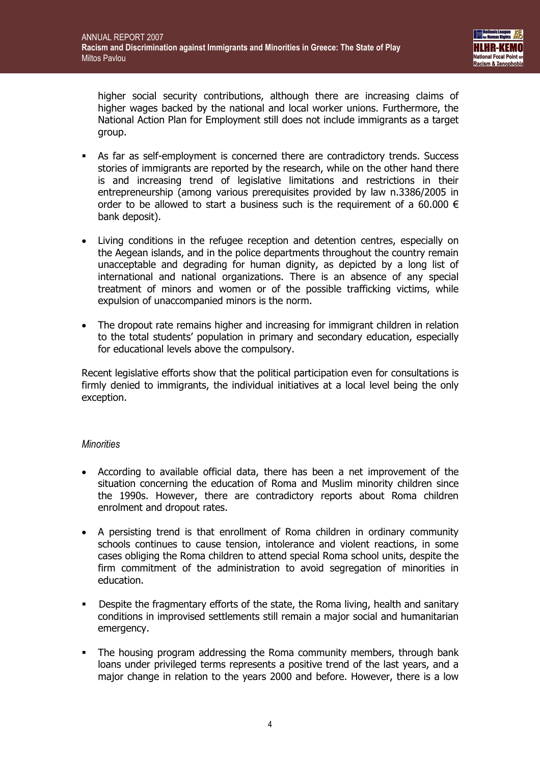higher social security contributions, although there are increasing claims of higher wages backed by the national and local worker unions. Furthermore, the National Action Plan for Employment still does not include immigrants as a target group.

- As far as self-employment is concerned there are contradictory trends. Success stories of immigrants are reported by the research, while on the other hand there is and increasing trend of legislative limitations and restrictions in their entrepreneurship (among various prerequisites provided by law n.3386/2005 in order to be allowed to start a business such is the requirement of a 60.000 € bank deposit).

- Living conditions in the refugee reception and detention centres, especially on the Aegean islands, and in the police departments throughout the country remain unacceptable and degrading for human dignity, as depicted by a long list of international and national organizations. There is an absence of any special treatment of minors and women or of the possible trafficking victims, while expulsion of unaccompanied minors is the norm.

- The dropout rate remains higher and increasing for immigrant children in relation to the total students' population in primary and secondary education, especially for educational levels above the compulsory.

Recent legislative efforts show that the political participation even for consultations is firmly denied to immigrants, the individual initiatives at a local level being the only exception.

*Minorities*

- According to available official data, there has been a net improvement of the situation concerning the education of Roma and Muslim minority children since the 1990s. However, there are contradictory reports about Roma children enrolment and dropout rates.

- A persisting trend is that enrollment of Roma children in ordinary community schools continues to cause tension, intolerance and violent reactions, in some cases obliging the Roma children to attend special Roma school units, despite the firm commitment of the administration to avoid segregation of minorities in education.

- Despite the fragmentary efforts of the state, the Roma living, health and sanitary conditions in improvised settlements still remain a major social and humanitarian emergency.

- The housing program addressing the Roma community members, through bank loans under privileged terms represents a positive trend of the last years, and a major change in relation to the years 2000 and before. However, there is a low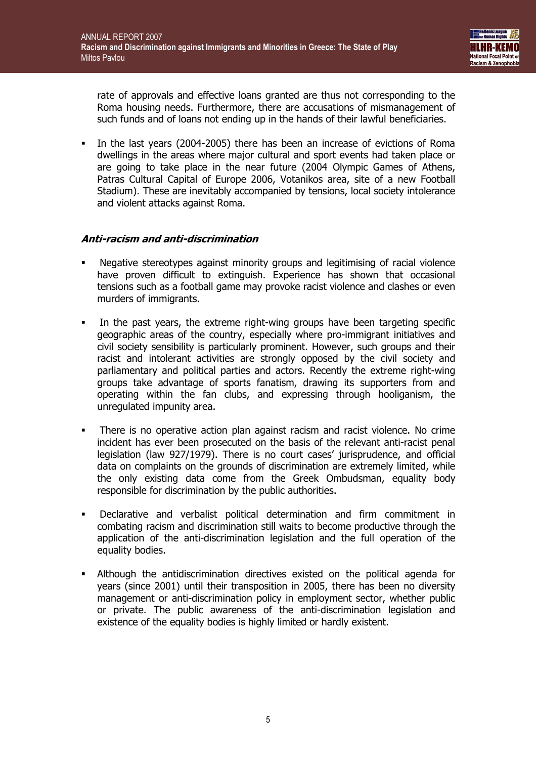rate of approvals and effective loans granted are thus not corresponding to the Roma housing needs. Furthermore, there are accusations of mismanagement of such funds and of loans not ending up in the hands of their lawful beneficiaries.

- In the last years (2004-2005) there has been an increase of evictions of Roma dwellings in the areas where major cultural and sport events had taken place or are going to take place in the near future (2004 Olympic Games of Athens, Patras Cultural Capital of Europe 2006, Votanikos area, site of a new Football Stadium). These are inevitably accompanied by tensions, local society intolerance and violent attacks against Roma.

### *Anti-racism and anti-discrimination*

- Negative stereotypes against minority groups and legitimising of racial violence have proven difficult to extinguish. Experience has shown that occasional tensions such as a football game may provoke racist violence and clashes or even murders of immigrants.

- In the past years, the extreme right-wing groups have been targeting specific geographic areas of the country, especially where pro-immigrant initiatives and civil society sensibility is particularly prominent. However, such groups and their racist and intolerant activities are strongly opposed by the civil society and parliamentary and political parties and actors. Recently the extreme right-wing groups take advantage of sports fanatism, drawing its supporters from and operating within the fan clubs, and expressing through hooliganism, the unregulated impunity area.

- There is no operative action plan against racism and racist violence. No crime incident has ever been prosecuted on the basis of the relevant anti-racist penal legislation (law 927/1979). There is no court cases' jurisprudence, and official data on complaints on the grounds of discrimination are extremely limited, while the only existing data come from the Greek Ombudsman, equality body responsible for discrimination by the public authorities.

- Declarative and verbalist political determination and firm commitment in combating racism and discrimination still waits to become productive through the application of the anti-discrimination legislation and the full operation of the equality bodies.

- Although the antidiscrimination directives existed on the political agenda for years (since 2001) until their transposition in 2005, there has been no diversity management or anti-discrimination policy in employment sector, whether public or private. The public awareness of the anti-discrimination legislation and existence of the equality bodies is highly limited or hardly existent.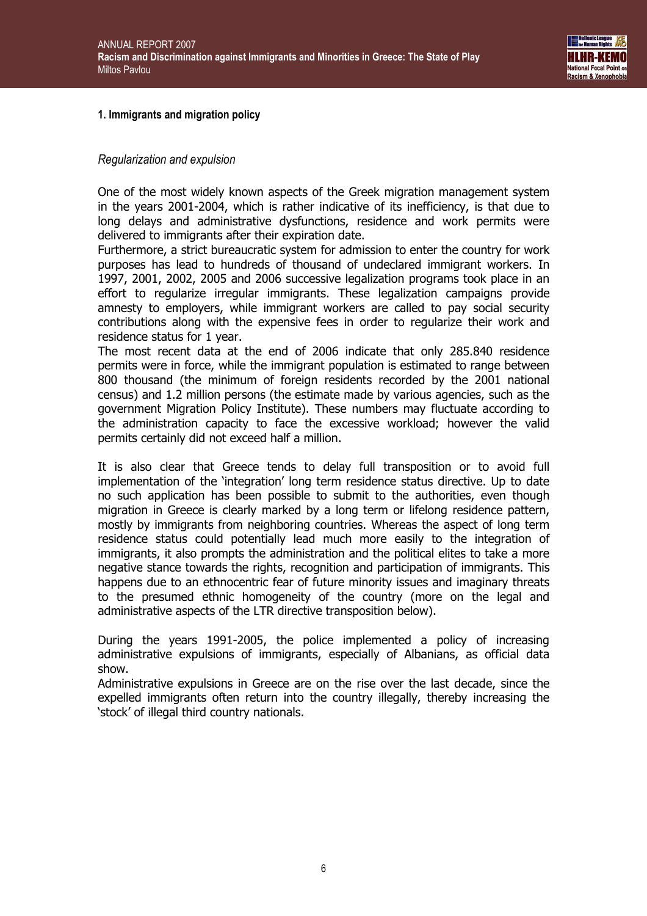## 1. Immigrants and migration policy

*Regularization and expulsion*

One of the most widely known aspects of the Greek migration management system in the years 2001-2004, which is rather indicative of its inefficiency, is that due to long delays and administrative dysfunctions, residence and work permits were delivered to immigrants after their expiration date.
Furthermore, a strict bureaucratic system for admission to enter the country for work purposes has lead to hundreds of thousand of undeclared immigrant workers. In 1997, 2001, 2002, 2005 and 2006 successive legalization programs took place in an effort to regularize irregular immigrants. These legalization campaigns provide amnesty to employers, while immigrant workers are called to pay social security contributions along with the expensive fees in order to regularize their work and residence status for 1 year.
The most recent data at the end of 2006 indicate that only 285.840 residence permits were in force, while the immigrant population is estimated to range between 800 thousand (the minimum of foreign residents recorded by the 2001 national census) and 1.2 million persons (the estimate made by various agencies, such as the government Migration Policy Institute). These numbers may fluctuate according to the administration capacity to face the excessive workload; however the valid permits certainly did not exceed half a million.

It is also clear that Greece tends to delay full transposition or to avoid full implementation of the 'integration' long term residence status directive. Up to date no such application has been possible to submit to the authorities, even though migration in Greece is clearly marked by a long term or lifelong residence pattern, mostly by immigrants from neighboring countries. Whereas the aspect of long term residence status could potentially lead much more easily to the integration of immigrants, it also prompts the administration and the political elites to take a more negative stance towards the rights, recognition and participation of immigrants. This happens due to an ethnocentric fear of future minority issues and imaginary threats to the presumed ethnic homogeneity of the country (more on the legal and administrative aspects of the LTR directive transposition below).

During the years 1991-2005, the police implemented a policy of increasing administrative expulsions of immigrants, especially of Albanians, as official data show.
Administrative expulsions in Greece are on the rise over the last decade, since the expelled immigrants often return into the country illegally, thereby increasing the 'stock' of illegal third country nationals.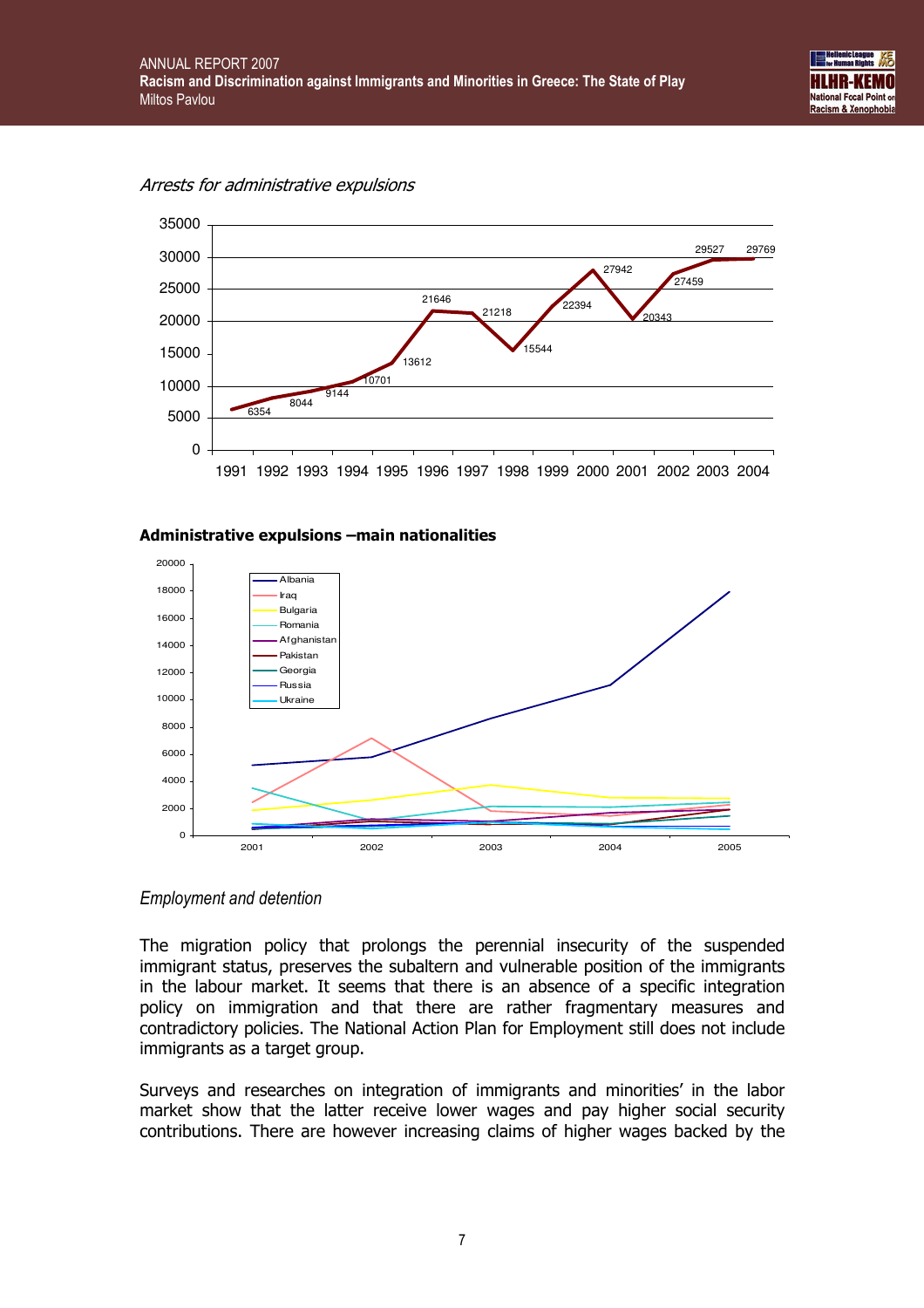*Arrests for administrative expulsions*

**Administrative expulsions –main nationalities**

*Employment and detention*

The migration policy that prolongs the perennial insecurity of the suspended immigrant status, preserves the subaltern and vulnerable position of the immigrants in the labour market. It seems that there is an absence of a specific integration policy on immigration and that there are rather fragmentary measures and contradictory policies. The National Action Plan for Employment still does not include immigrants as a target group.

Surveys and researches on integration of immigrants and minorities' in the labor market show that the latter receive lower wages and pay higher social security contributions. There are however increasing claims of higher wages backed by the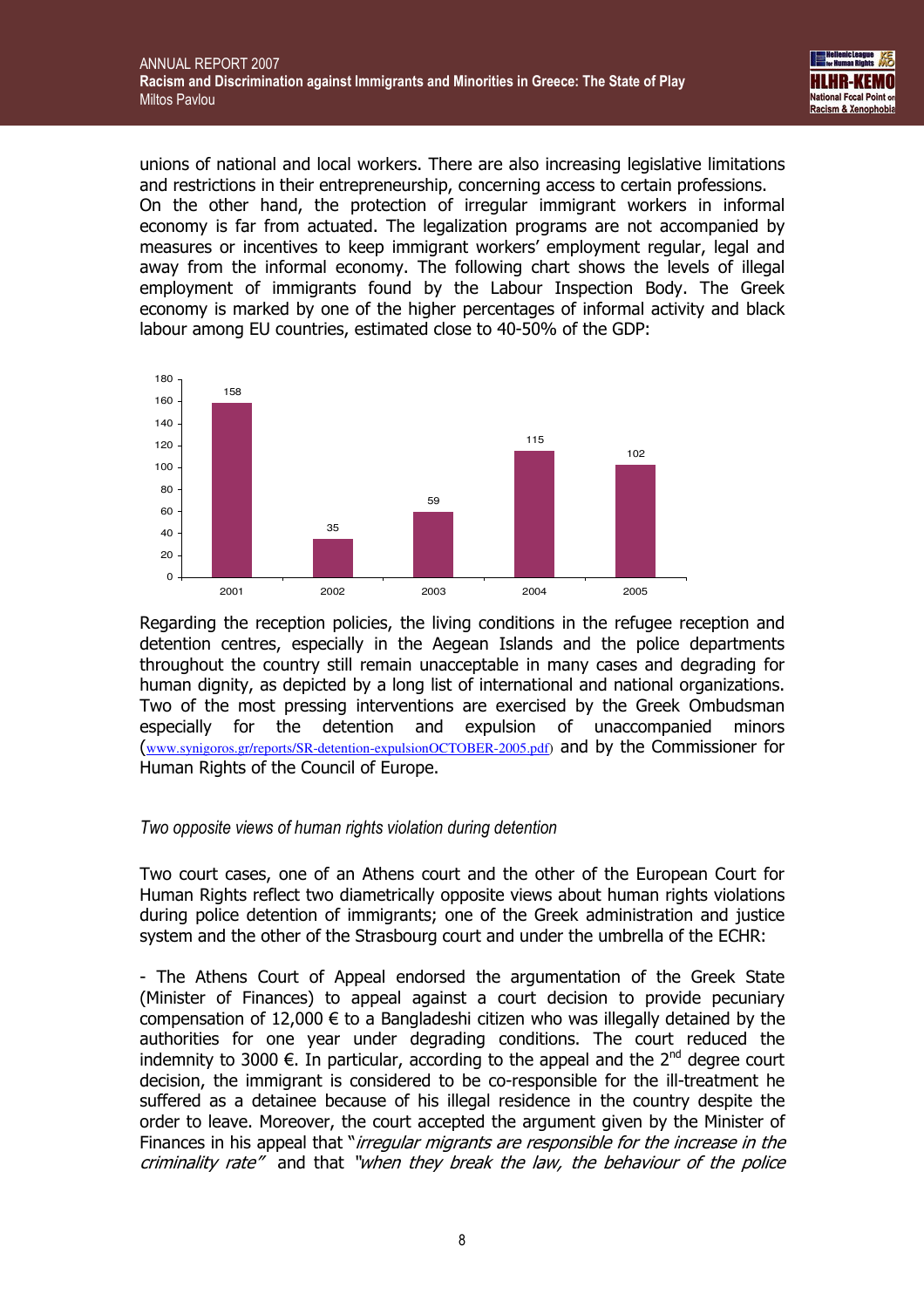unions of national and local workers. There are also increasing legislative limitations and restrictions in their entrepreneurship, concerning access to certain professions.
On the other hand, the protection of irregular immigrant workers in informal economy is far from actuated. The legalization programs are not accompanied by measures or incentives to keep immigrant workers' employment regular, legal and away from the informal economy. The following chart shows the levels of illegal employment of immigrants found by the Labour Inspection Body. The Greek economy is marked by one of the higher percentages of informal activity and black labour among EU countries, estimated close to 40-50% of the GDP:

| 2001 | 2002 | 2003 | 2004 | 2005 |
| --- | --- | --- | --- | --- |
| 158 | 35 | 59 | 115 | 102 |

Regarding the reception policies, the living conditions in the refugee reception and detention centres, especially in the Aegean Islands and the police departments throughout the country still remain unacceptable in many cases and degrading for human dignity, as depicted by a long list of international and national organizations. Two of the most pressing interventions are exercised by the Greek Ombudsman especially for the detention and expulsion of unaccompanied minors (www.synigoros.gr/reports/SR-detention-expulsionOCTOBER-2005.pdf) and by the Commissioner for Human Rights of the Council of Europe.

*Two opposite views of human rights violation during detention*

Two court cases, one of an Athens court and the other of the European Court for Human Rights reflect two diametrically opposite views about human rights violations during police detention of immigrants; one of the Greek administration and justice system and the other of the Strasbourg court and under the umbrella of the ECHR:

- The Athens Court of Appeal endorsed the argumentation of the Greek State (Minister of Finances) to appeal against a court decision to provide pecuniary compensation of 12,000 € to a Bangladeshi citizen who was illegally detained by the authorities for one year under degrading conditions. The court reduced the indemnity to 3000 €. In particular, according to the appeal and the 2nd degree court decision, the immigrant is considered to be co-responsible for the ill-treatment he suffered as a detainee because of his illegal residence in the country despite the order to leave. Moreover, the court accepted the argument given by the Minister of Finances in his appeal that "*irregular migrants are responsible for the increase in the criminality rate*" and that *"when they break the law, the behaviour of the police*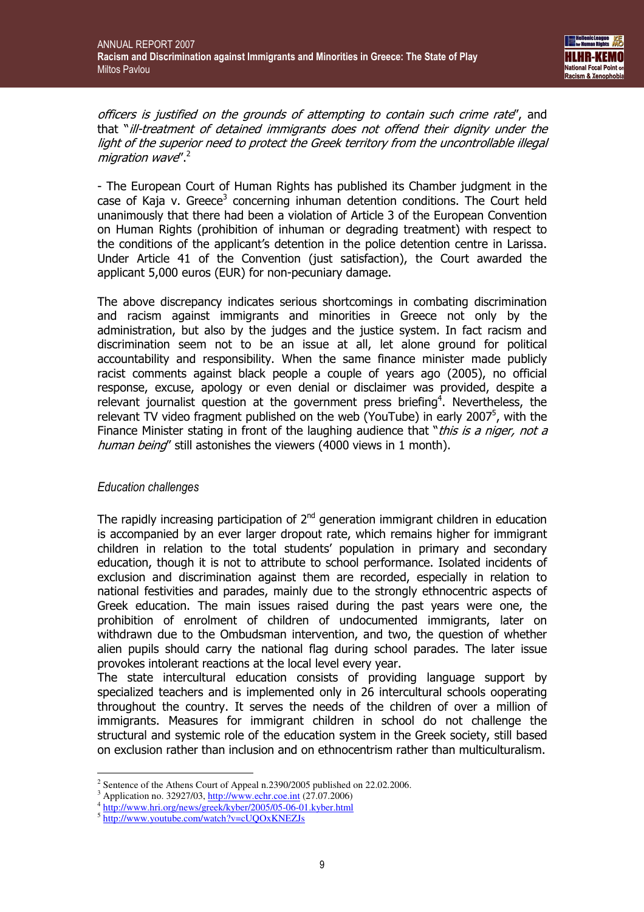*officers is justified on the grounds of attempting to contain such crime rate*", and that "*ill-treatment of detained immigrants does not offend their dignity under the light of the superior need to protect the Greek territory from the uncontrollable illegal migration wave*".[2]

- The European Court of Human Rights has published its Chamber judgment in the case of Kaja v. Greece[3] concerning inhuman detention conditions. The Court held unanimously that there had been a violation of Article 3 of the European Convention on Human Rights (prohibition of inhuman or degrading treatment) with respect to the conditions of the applicant's detention in the police detention centre in Larissa. Under Article 41 of the Convention (just satisfaction), the Court awarded the applicant 5,000 euros (EUR) for non-pecuniary damage.

The above discrepancy indicates serious shortcomings in combating discrimination and racism against immigrants and minorities in Greece not only by the administration, but also by the judges and the justice system. In fact racism and discrimination seem not to be an issue at all, let alone ground for political accountability and responsibility. When the same finance minister made publicly racist comments against black people a couple of years ago (2005), no official response, excuse, apology or even denial or disclaimer was provided, despite a relevant journalist question at the government press briefing[4]. Nevertheless, the relevant TV video fragment published on the web (YouTube) in early 2007[5], with the Finance Minister stating in front of the laughing audience that "*this is a niger, not a human being*" still astonishes the viewers (4000 views in 1 month).

*Education challenges*

The rapidly increasing participation of 2nd generation immigrant children in education is accompanied by an ever larger dropout rate, which remains higher for immigrant children in relation to the total students' population in primary and secondary education, though it is not to attribute to school performance. Isolated incidents of exclusion and discrimination against them are recorded, especially in relation to national festivities and parades, mainly due to the strongly ethnocentric aspects of Greek education. The main issues raised during the past years were one, the prohibition of enrolment of children of undocumented immigrants, later on withdrawn due to the Ombudsman intervention, and two, the question of whether alien pupils should carry the national flag during school parades. The later issue provokes intolerant reactions at the local level every year.
The state intercultural education consists of providing language support by specialized teachers and is implemented only in 26 intercultural schools ooperating throughout the country. It serves the needs of the children of over a million of immigrants. Measures for immigrant children in school do not challenge the structural and systemic role of the education system in the Greek society, still based on exclusion rather than inclusion and on ethnocentrism rather than multiculturalism.

---

[2] Sentence of the Athens Court of Appeal n.2390/2005 published on 22.02.2006.
[3] Application no. 32927/03, http://www.echr.coe.int (27.07.2006)
[4] http://www.hri.org/news/greek/kyber/2005/05-06-01.kyber.html
[5] http://www.youtube.com/watch?v=cUQOxKNEZJs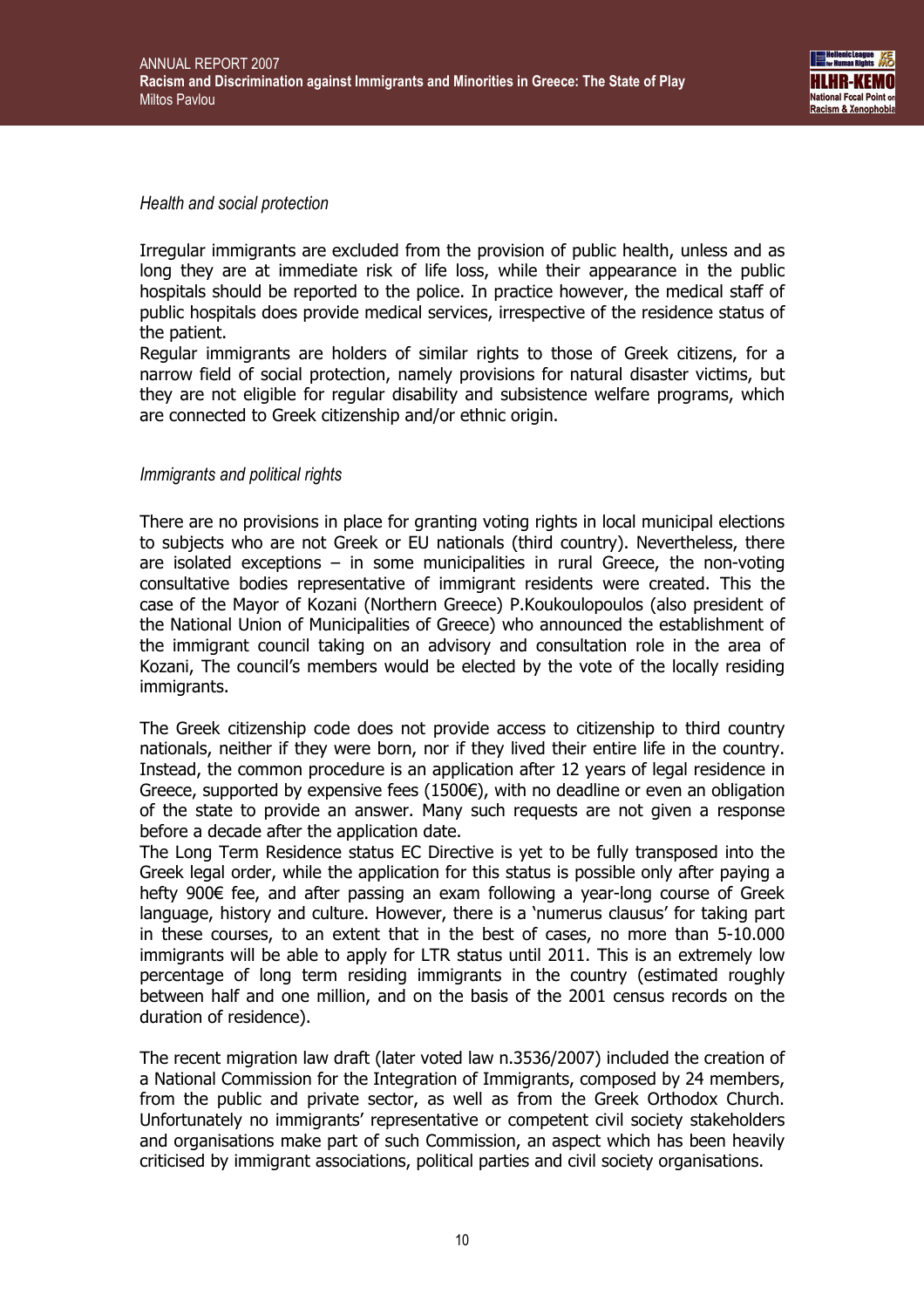*Health and social protection*

Irregular immigrants are excluded from the provision of public health, unless and as long they are at immediate risk of life loss, while their appearance in the public hospitals should be reported to the police. In practice however, the medical staff of public hospitals does provide medical services, irrespective of the residence status of the patient.

Regular immigrants are holders of similar rights to those of Greek citizens, for a narrow field of social protection, namely provisions for natural disaster victims, but they are not eligible for regular disability and subsistence welfare programs, which are connected to Greek citizenship and/or ethnic origin.

*Immigrants and political rights*

There are no provisions in place for granting voting rights in local municipal elections to subjects who are not Greek or EU nationals (third country). Nevertheless, there are isolated exceptions – in some municipalities in rural Greece, the non-voting consultative bodies representative of immigrant residents were created. This the case of the Mayor of Kozani (Northern Greece) P.Koukoulopoulos (also president of the National Union of Municipalities of Greece) who announced the establishment of the immigrant council taking on an advisory and consultation role in the area of Kozani, The council's members would be elected by the vote of the locally residing immigrants.

The Greek citizenship code does not provide access to citizenship to third country nationals, neither if they were born, nor if they lived their entire life in the country. Instead, the common procedure is an application after 12 years of legal residence in Greece, supported by expensive fees (1500€), with no deadline or even an obligation of the state to provide an answer. Many such requests are not given a response before a decade after the application date.

The Long Term Residence status EC Directive is yet to be fully transposed into the Greek legal order, while the application for this status is possible only after paying a hefty 900€ fee, and after passing an exam following a year-long course of Greek language, history and culture. However, there is a 'numerus clausus' for taking part in these courses, to an extent that in the best of cases, no more than 5-10.000 immigrants will be able to apply for LTR status until 2011. This is an extremely low percentage of long term residing immigrants in the country (estimated roughly between half and one million, and on the basis of the 2001 census records on the duration of residence).

The recent migration law draft (later voted law n.3536/2007) included the creation of a National Commission for the Integration of Immigrants, composed by 24 members, from the public and private sector, as well as from the Greek Orthodox Church. Unfortunately no immigrants' representative or competent civil society stakeholders and organisations make part of such Commission, an aspect which has been heavily criticised by immigrant associations, political parties and civil society organisations.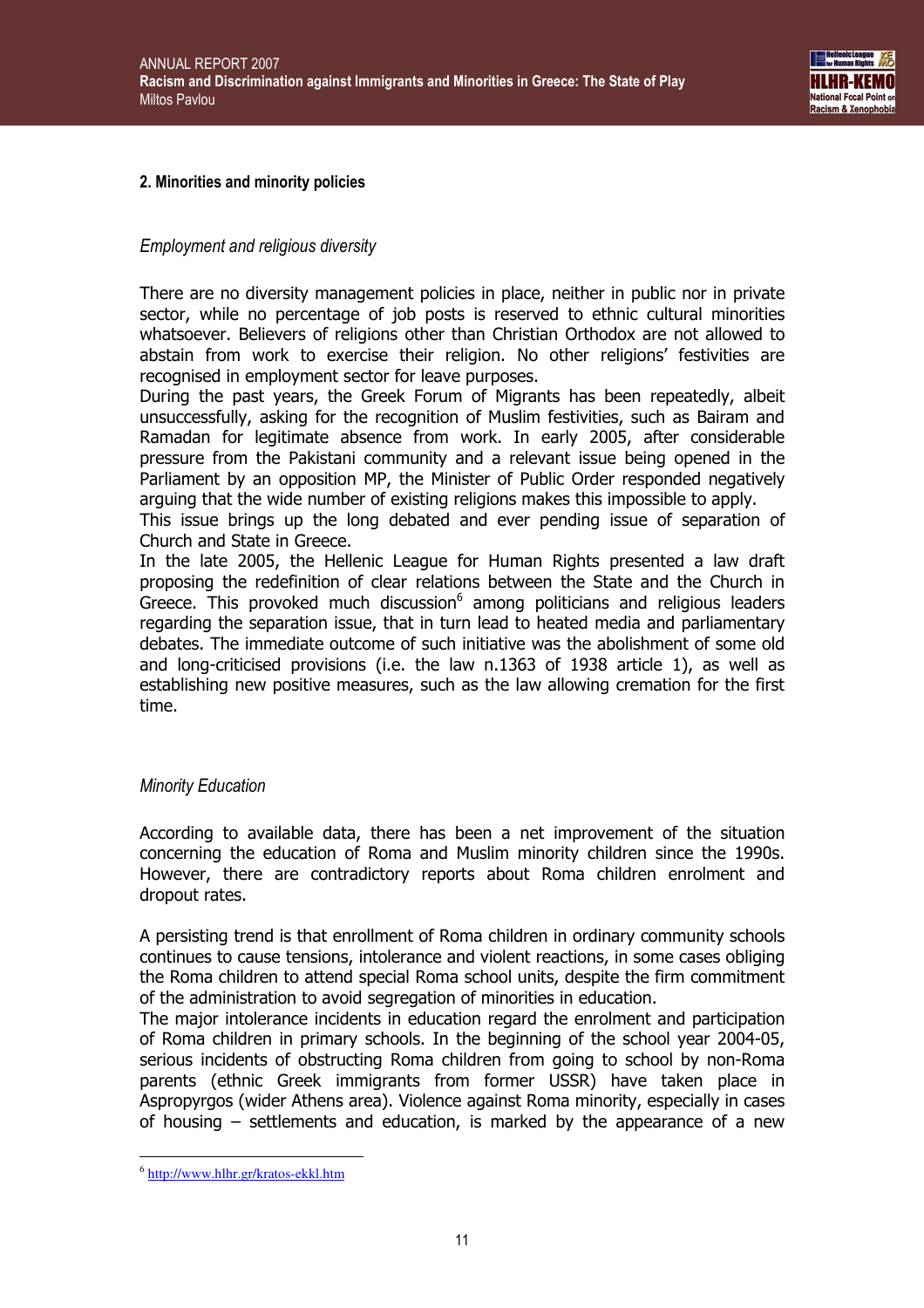## 2. Minorities and minority policies

*Employment and religious diversity*

There are no diversity management policies in place, neither in public nor in private sector, while no percentage of job posts is reserved to ethnic cultural minorities whatsoever. Believers of religions other than Christian Orthodox are not allowed to abstain from work to exercise their religion. No other religions' festivities are recognised in employment sector for leave purposes.
During the past years, the Greek Forum of Migrants has been repeatedly, albeit unsuccessfully, asking for the recognition of Muslim festivities, such as Bairam and Ramadan for legitimate absence from work. In early 2005, after considerable pressure from the Pakistani community and a relevant issue being opened in the Parliament by an opposition MP, the Minister of Public Order responded negatively arguing that the wide number of existing religions makes this impossible to apply.
This issue brings up the long debated and ever pending issue of separation of Church and State in Greece.
In the late 2005, the Hellenic League for Human Rights presented a law draft proposing the redefinition of clear relations between the State and the Church in Greece. This provoked much discussion[6] among politicians and religious leaders regarding the separation issue, that in turn lead to heated media and parliamentary debates. The immediate outcome of such initiative was the abolishment of some old and long-criticised provisions (i.e. the law n.1363 of 1938 article 1), as well as establishing new positive measures, such as the law allowing cremation for the first time.

*Minority Education*

According to available data, there has been a net improvement of the situation concerning the education of Roma and Muslim minority children since the 1990s. However, there are contradictory reports about Roma children enrolment and dropout rates.

A persisting trend is that enrollment of Roma children in ordinary community schools continues to cause tensions, intolerance and violent reactions, in some cases obliging the Roma children to attend special Roma school units, despite the firm commitment of the administration to avoid segregation of minorities in education.
The major intolerance incidents in education regard the enrolment and participation of Roma children in primary schools. In the beginning of the school year 2004-05, serious incidents of obstructing Roma children from going to school by non-Roma parents (ethnic Greek immigrants from former USSR) have taken place in Aspropyrgos (wider Athens area). Violence against Roma minority, especially in cases of housing – settlements and education, is marked by the appearance of a new

[6] http://www.hlhr.gr/kratos-ekkl.htm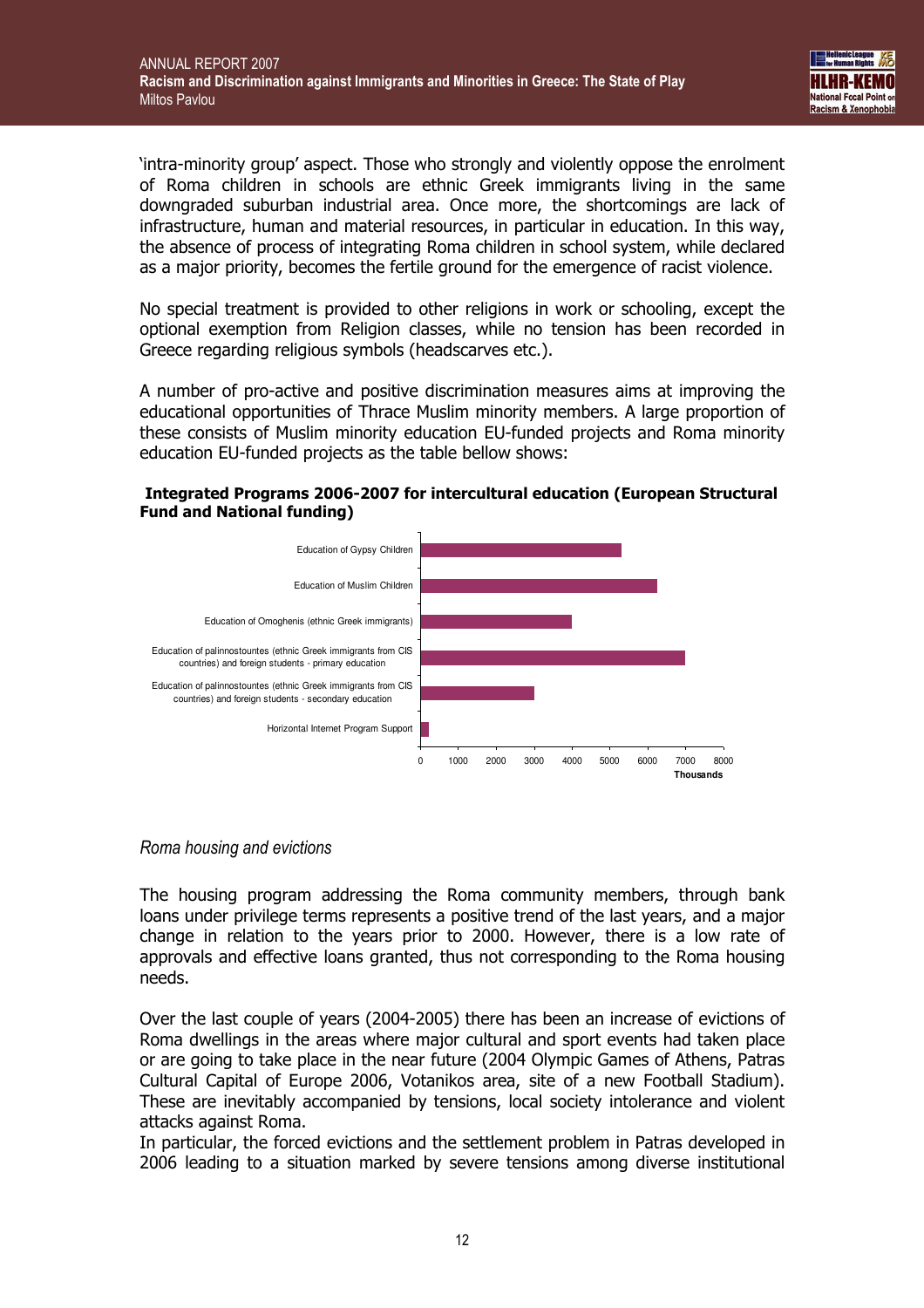'intra-minority group' aspect. Those who strongly and violently oppose the enrolment of Roma children in schools are ethnic Greek immigrants living in the same downgraded suburban industrial area. Once more, the shortcomings are lack of infrastructure, human and material resources, in particular in education. In this way, the absence of process of integrating Roma children in school system, while declared as a major priority, becomes the fertile ground for the emergence of racist violence.

No special treatment is provided to other religions in work or schooling, except the optional exemption from Religion classes, while no tension has been recorded in Greece regarding religious symbols (headscarves etc.).

A number of pro-active and positive discrimination measures aims at improving the educational opportunities of Thrace Muslim minority members. A large proportion of these consists of Muslim minority education EU-funded projects and Roma minority education EU-funded projects as the table bellow shows:

**Integrated Programs 2006-2007 for intercultural education (European Structural Fund and National funding)**

| Program | Thousands (approx.) |
| --- | --- |
| Education of Gypsy Children | 5300 |
| Education of Muslim Children | 6250 |
| Education of Omoghenis (ethnic Greek immigrants) | 4000 |
| Education of palinnostountes (ethnic Greek immigrants from CIS countries) and foreign students - primary education | 7000 |
| Education of palinnostountes (ethnic Greek immigrants from CIS countries) and foreign students - secondary education | 3000 |
| Horizontal Internet Program Support | 200 |

*Roma housing and evictions*

The housing program addressing the Roma community members, through bank loans under privilege terms represents a positive trend of the last years, and a major change in relation to the years prior to 2000. However, there is a low rate of approvals and effective loans granted, thus not corresponding to the Roma housing needs.

Over the last couple of years (2004-2005) there has been an increase of evictions of Roma dwellings in the areas where major cultural and sport events had taken place or are going to take place in the near future (2004 Olympic Games of Athens, Patras Cultural Capital of Europe 2006, Votanikos area, site of a new Football Stadium). These are inevitably accompanied by tensions, local society intolerance and violent attacks against Roma.
In particular, the forced evictions and the settlement problem in Patras developed in 2006 leading to a situation marked by severe tensions among diverse institutional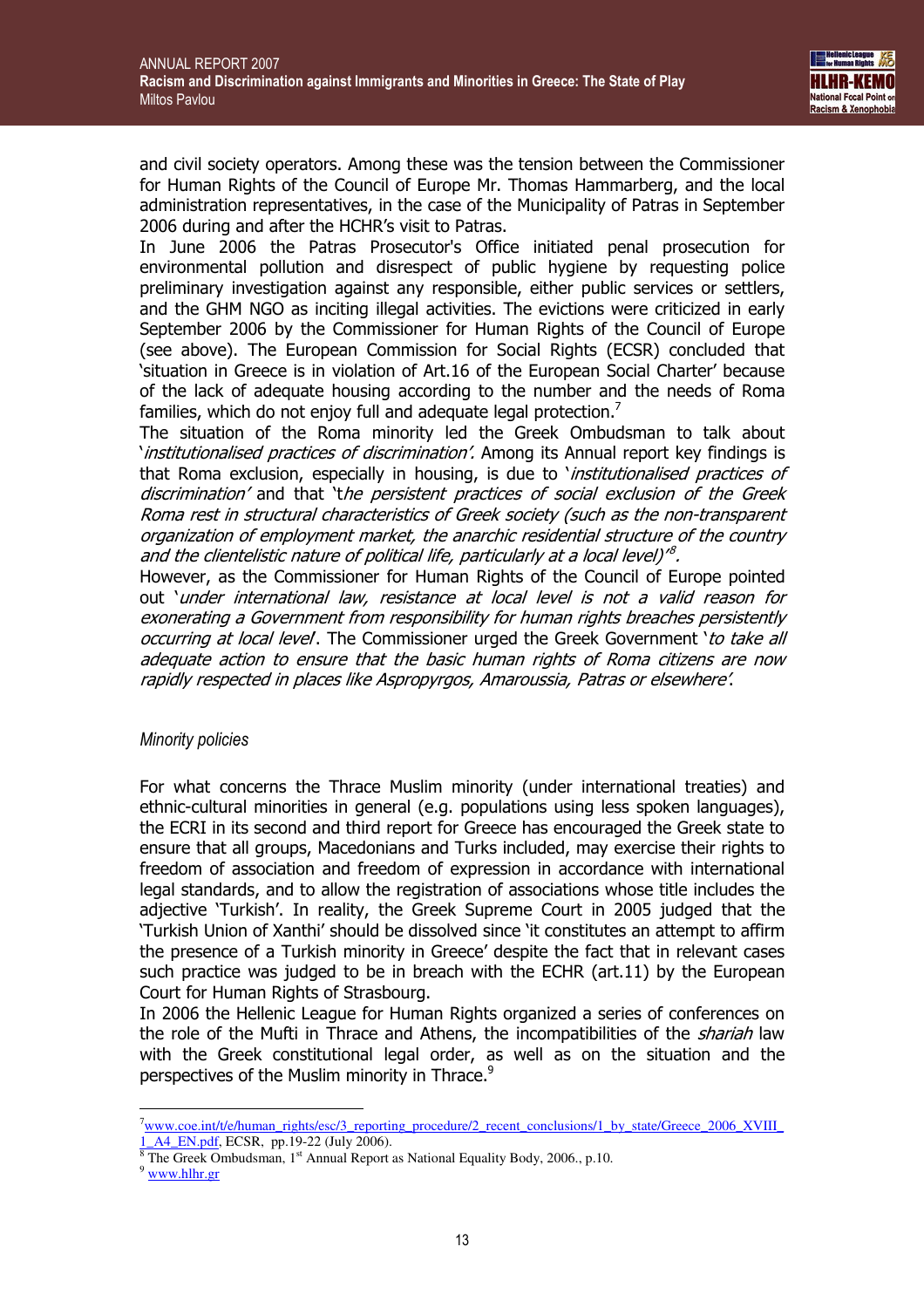and civil society operators. Among these was the tension between the Commissioner for Human Rights of the Council of Europe Mr. Thomas Hammarberg, and the local administration representatives, in the case of the Municipality of Patras in September 2006 during and after the HCHR's visit to Patras.

In June 2006 the Patras Prosecutor's Office initiated penal prosecution for environmental pollution and disrespect of public hygiene by requesting police preliminary investigation against any responsible, either public services or settlers, and the GHM NGO as inciting illegal activities. The evictions were criticized in early September 2006 by the Commissioner for Human Rights of the Council of Europe (see above). The European Commission for Social Rights (ECSR) concluded that 'situation in Greece is in violation of Art.16 of the European Social Charter' because of the lack of adequate housing according to the number and the needs of Roma families, which do not enjoy full and adequate legal protection.[7]

The situation of the Roma minority led the Greek Ombudsman to talk about '*institutionalised practices of discrimination'*. Among its Annual report key findings is that Roma exclusion, especially in housing, is due to '*institutionalised practices of discrimination'* and that '*the persistent practices of social exclusion of the Greek Roma rest in structural characteristics of Greek society (such as the non-transparent organization of employment market, the anarchic residential structure of the country and the clientelistic nature of political life, particularly at a local level)'*[8].

However, as the Commissioner for Human Rights of the Council of Europe pointed out '*under international law, resistance at local level is not a valid reason for exonerating a Government from responsibility for human rights breaches persistently occurring at local level*'. The Commissioner urged the Greek Government '*to take all adequate action to ensure that the basic human rights of Roma citizens are now rapidly respected in places like Aspropyrgos, Amaroussia, Patras or elsewhere'*.

*Minority policies*

For what concerns the Thrace Muslim minority (under international treaties) and ethnic-cultural minorities in general (e.g. populations using less spoken languages), the ECRI in its second and third report for Greece has encouraged the Greek state to ensure that all groups, Macedonians and Turks included, may exercise their rights to freedom of association and freedom of expression in accordance with international legal standards, and to allow the registration of associations whose title includes the adjective 'Turkish'. In reality, the Greek Supreme Court in 2005 judged that the 'Turkish Union of Xanthi' should be dissolved since 'it constitutes an attempt to affirm the presence of a Turkish minority in Greece' despite the fact that in relevant cases such practice was judged to be in breach with the ECHR (art.11) by the European Court for Human Rights of Strasbourg.

In 2006 the Hellenic League for Human Rights organized a series of conferences on the role of the Mufti in Thrace and Athens, the incompatibilities of the *shariah* law with the Greek constitutional legal order, as well as on the situation and the perspectives of the Muslim minority in Thrace.[9]

---

[7] www.coe.int/t/e/human_rights/esc/3_reporting_procedure/2_recent_conclusions/1_by_state/Greece_2006_XVIII_1_A4_EN.pdf, ECSR, pp.19-22 (July 2006).

[8] The Greek Ombudsman, 1st Annual Report as National Equality Body, 2006., p.10.

[9] www.hlhr.gr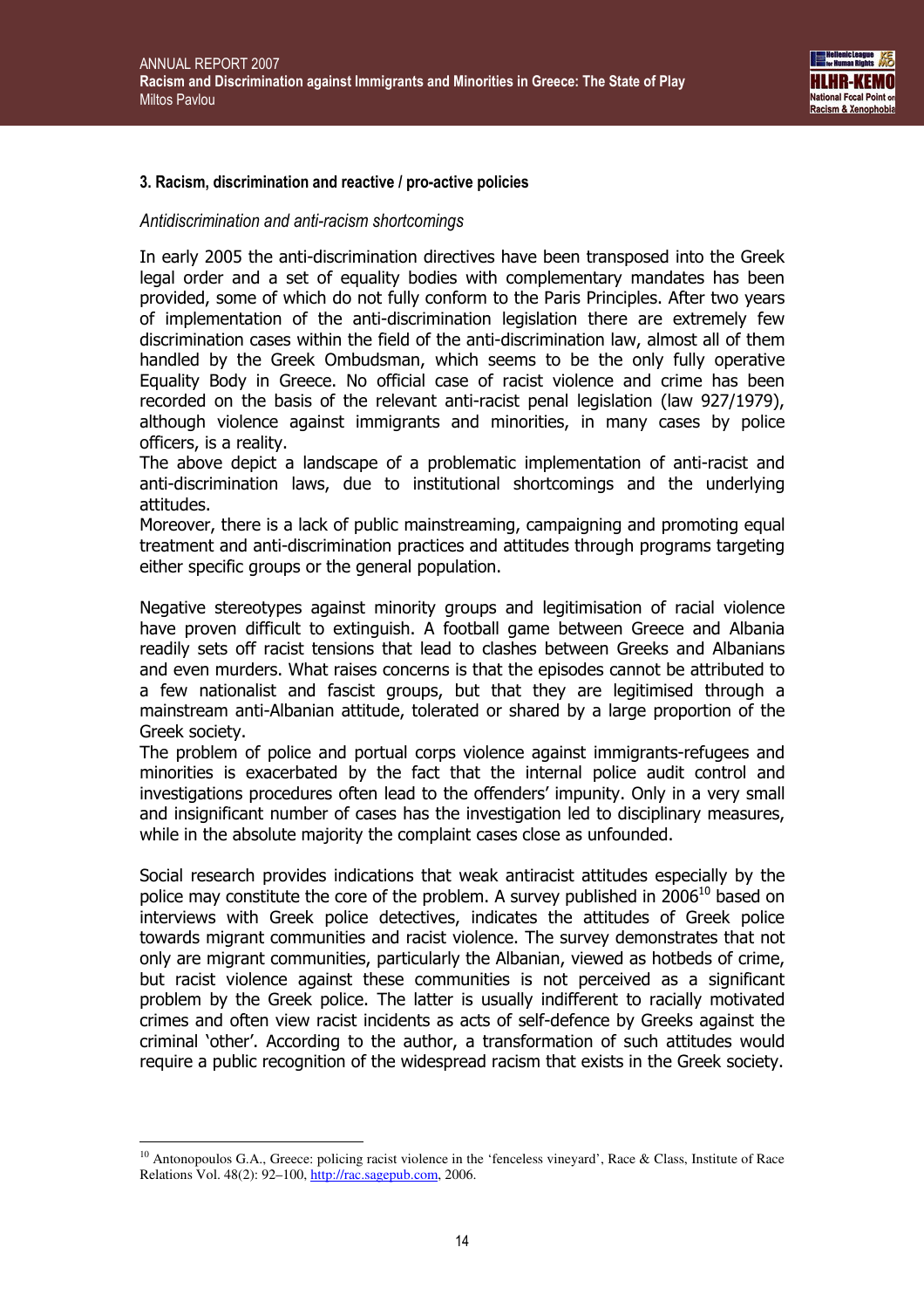### 3. Racism, discrimination and reactive / pro-active policies

*Antidiscrimination and anti-racism shortcomings*

In early 2005 the anti-discrimination directives have been transposed into the Greek legal order and a set of equality bodies with complementary mandates has been provided, some of which do not fully conform to the Paris Principles. After two years of implementation of the anti-discrimination legislation there are extremely few discrimination cases within the field of the anti-discrimination law, almost all of them handled by the Greek Ombudsman, which seems to be the only fully operative Equality Body in Greece. No official case of racist violence and crime has been recorded on the basis of the relevant anti-racist penal legislation (law 927/1979), although violence against immigrants and minorities, in many cases by police officers, is a reality.

The above depict a landscape of a problematic implementation of anti-racist and anti-discrimination laws, due to institutional shortcomings and the underlying attitudes.

Moreover, there is a lack of public mainstreaming, campaigning and promoting equal treatment and anti-discrimination practices and attitudes through programs targeting either specific groups or the general population.

Negative stereotypes against minority groups and legitimisation of racial violence have proven difficult to extinguish. A football game between Greece and Albania readily sets off racist tensions that lead to clashes between Greeks and Albanians and even murders. What raises concerns is that the episodes cannot be attributed to a few nationalist and fascist groups, but that they are legitimised through a mainstream anti-Albanian attitude, tolerated or shared by a large proportion of the Greek society.

The problem of police and portual corps violence against immigrants-refugees and minorities is exacerbated by the fact that the internal police audit control and investigations procedures often lead to the offenders' impunity. Only in a very small and insignificant number of cases has the investigation led to disciplinary measures, while in the absolute majority the complaint cases close as unfounded.

Social research provides indications that weak antiracist attitudes especially by the police may constitute the core of the problem. A survey published in 2006[10] based on interviews with Greek police detectives, indicates the attitudes of Greek police towards migrant communities and racist violence. The survey demonstrates that not only are migrant communities, particularly the Albanian, viewed as hotbeds of crime, but racist violence against these communities is not perceived as a significant problem by the Greek police. The latter is usually indifferent to racially motivated crimes and often view racist incidents as acts of self-defence by Greeks against the criminal 'other'. According to the author, a transformation of such attitudes would require a public recognition of the widespread racism that exists in the Greek society.

---

[10] Antonopoulos G.A., Greece: policing racist violence in the 'fenceless vineyard', Race & Class, Institute of Race Relations Vol. 48(2): 92–100, http://rac.sagepub.com, 2006.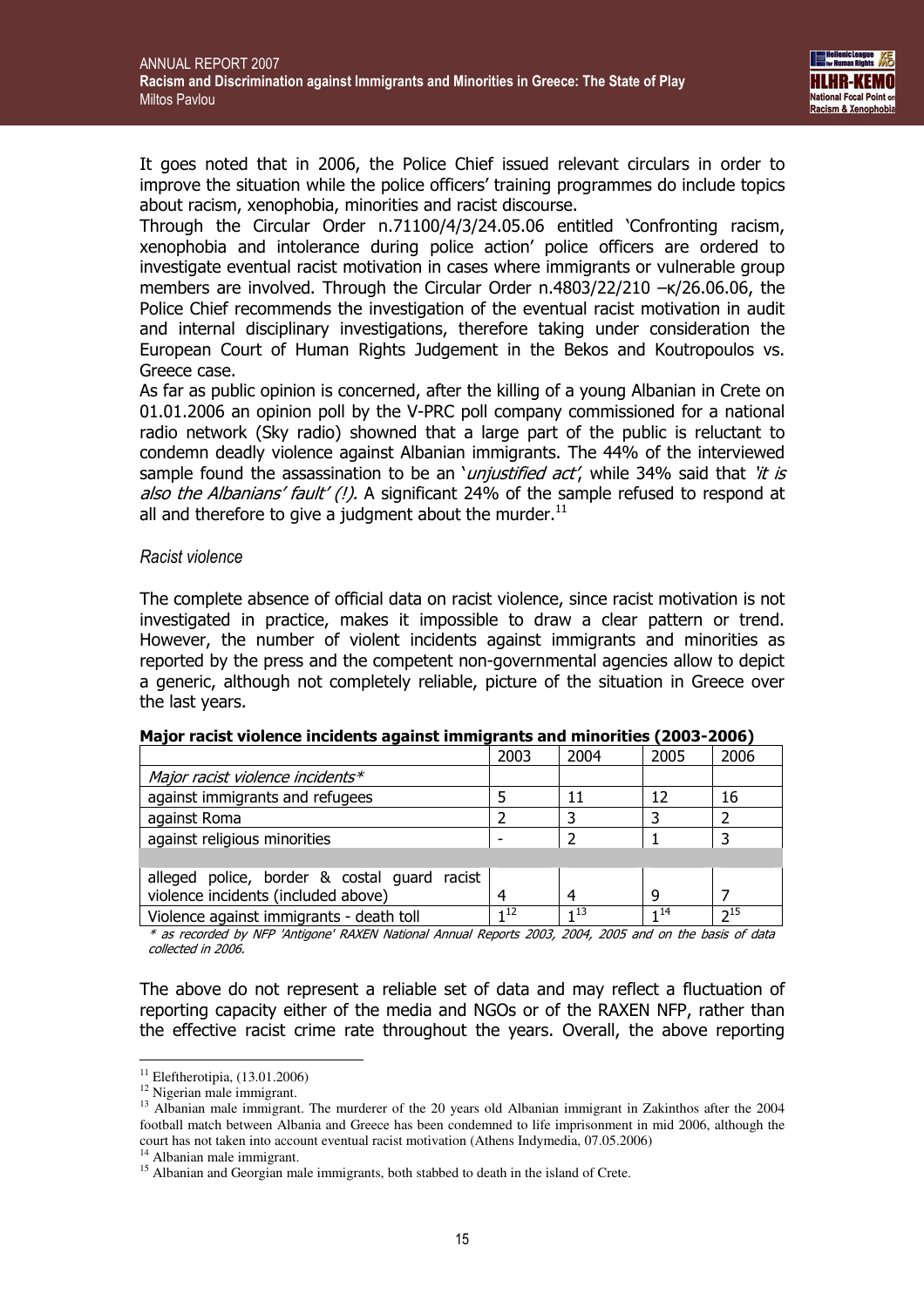It goes noted that in 2006, the Police Chief issued relevant circulars in order to improve the situation while the police officers' training programmes do include topics about racism, xenophobia, minorities and racist discourse.

Through the Circular Order n.71100/4/3/24.05.06 entitled 'Confronting racism, xenophobia and intolerance during police action' police officers are ordered to investigate eventual racist motivation in cases where immigrants or vulnerable group members are involved. Through the Circular Order n.4803/22/210 –κ/26.06.06, the Police Chief recommends the investigation of the eventual racist motivation in audit and internal disciplinary investigations, therefore taking under consideration the European Court of Human Rights Judgement in the Bekos and Koutropoulos vs. Greece case.

As far as public opinion is concerned, after the killing of a young Albanian in Crete on 01.01.2006 an opinion poll by the V-PRC poll company commissioned for a national radio network (Sky radio) showned that a large part of the public is reluctant to condemn deadly violence against Albanian immigrants. The 44% of the interviewed sample found the assassination to be an '*unjustified act*', while 34% said that *'it is also the Albanians' fault' (!).* A significant 24% of the sample refused to respond at all and therefore to give a judgment about the murder.[11]

*Racist violence*

The complete absence of official data on racist violence, since racist motivation is not investigated in practice, makes it impossible to draw a clear pattern or trend. However, the number of violent incidents against immigrants and minorities as reported by the press and the competent non-governmental agencies allow to depict a generic, although not completely reliable, picture of the situation in Greece over the last years.

**Major racist violence incidents against immigrants and minorities (2003-2006)**

| | 2003 | 2004 | 2005 | 2006 |
|---|---|---|---|---|
| *Major racist violence incidents** | | | | |
| against immigrants and refugees | 5 | 11 | 12 | 16 |
| against Roma | 2 | 3 | 3 | 2 |
| against religious minorities | - | 2 | 1 | 3 |
| | | | | |
| alleged police, border & costal guard racist violence incidents (included above) | 4 | 4 | 9 | 7 |
| Violence against immigrants - death toll | 1[12] | 1[13] | 1[14] | 2[15] |

*\* as recorded by NFP 'Antigone' RAXEN National Annual Reports 2003, 2004, 2005 and on the basis of data collected in 2006.*

The above do not represent a reliable set of data and may reflect a fluctuation of reporting capacity either of the media and NGOs or of the RAXEN NFP, rather than the effective racist crime rate throughout the years. Overall, the above reporting

---

[11] Eleftherotipia, (13.01.2006)

[12] Nigerian male immigrant.

[13] Albanian male immigrant. The murderer of the 20 years old Albanian immigrant in Zakinthos after the 2004 football match between Albania and Greece has been condemned to life imprisonment in mid 2006, although the court has not taken into account eventual racist motivation (Athens Indymedia, 07.05.2006)

[14] Albanian male immigrant.

[15] Albanian and Georgian male immigrants, both stabbed to death in the island of Crete.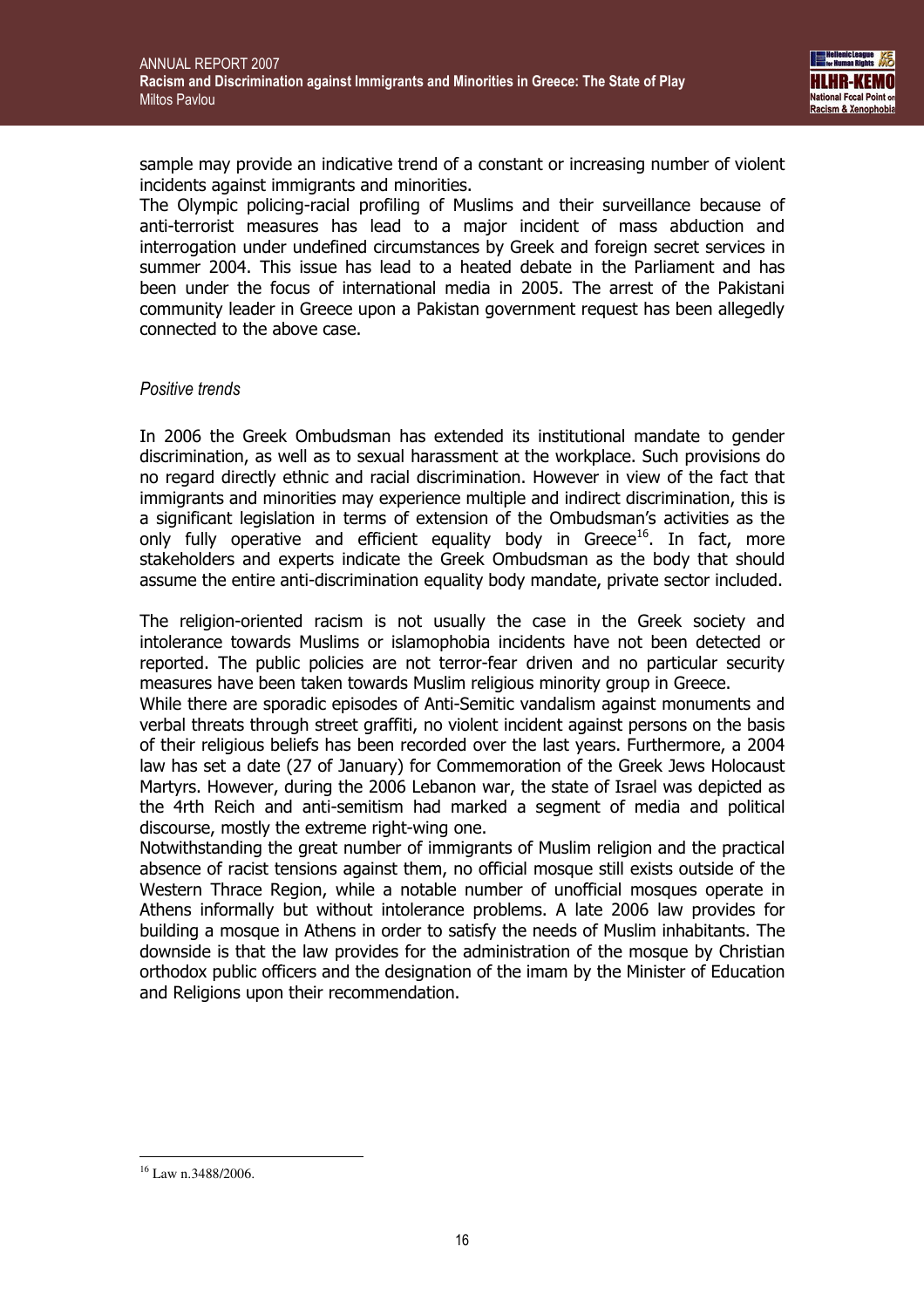sample may provide an indicative trend of a constant or increasing number of violent incidents against immigrants and minorities.

The Olympic policing-racial profiling of Muslims and their surveillance because of anti-terrorist measures has lead to a major incident of mass abduction and interrogation under undefined circumstances by Greek and foreign secret services in summer 2004. This issue has lead to a heated debate in the Parliament and has been under the focus of international media in 2005. The arrest of the Pakistani community leader in Greece upon a Pakistan government request has been allegedly connected to the above case.

*Positive trends*

In 2006 the Greek Ombudsman has extended its institutional mandate to gender discrimination, as well as to sexual harassment at the workplace. Such provisions do no regard directly ethnic and racial discrimination. However in view of the fact that immigrants and minorities may experience multiple and indirect discrimination, this is a significant legislation in terms of extension of the Ombudsman's activities as the only fully operative and efficient equality body in Greece[16]. In fact, more stakeholders and experts indicate the Greek Ombudsman as the body that should assume the entire anti-discrimination equality body mandate, private sector included.

The religion-oriented racism is not usually the case in the Greek society and intolerance towards Muslims or islamophobia incidents have not been detected or reported. The public policies are not terror-fear driven and no particular security measures have been taken towards Muslim religious minority group in Greece.

While there are sporadic episodes of Anti-Semitic vandalism against monuments and verbal threats through street graffiti, no violent incident against persons on the basis of their religious beliefs has been recorded over the last years. Furthermore, a 2004 law has set a date (27 of January) for Commemoration of the Greek Jews Holocaust Martyrs. However, during the 2006 Lebanon war, the state of Israel was depicted as the 4rth Reich and anti-semitism had marked a segment of media and political discourse, mostly the extreme right-wing one.

Notwithstanding the great number of immigrants of Muslim religion and the practical absence of racist tensions against them, no official mosque still exists outside of the Western Thrace Region, while a notable number of unofficial mosques operate in Athens informally but without intolerance problems. A late 2006 law provides for building a mosque in Athens in order to satisfy the needs of Muslim inhabitants. The downside is that the law provides for the administration of the mosque by Christian orthodox public officers and the designation of the imam by the Minister of Education and Religions upon their recommendation.

---

[16] Law n.3488/2006.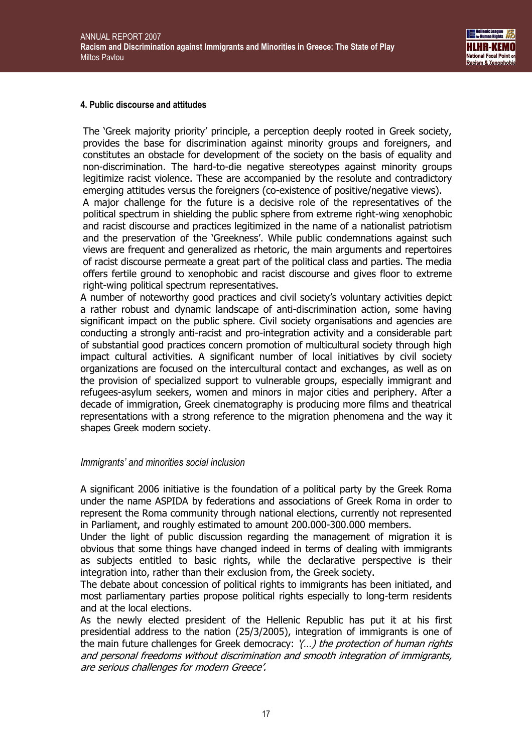**4. Public discourse and attitudes**

The 'Greek majority priority' principle, a perception deeply rooted in Greek society, provides the base for discrimination against minority groups and foreigners, and constitutes an obstacle for development of the society on the basis of equality and non-discrimination. The hard-to-die negative stereotypes against minority groups legitimize racist violence. These are accompanied by the resolute and contradictory emerging attitudes versus the foreigners (co-existence of positive/negative views).

A major challenge for the future is a decisive role of the representatives of the political spectrum in shielding the public sphere from extreme right-wing xenophobic and racist discourse and practices legitimized in the name of a nationalist patriotism and the preservation of the 'Greekness'. While public condemnations against such views are frequent and generalized as rhetoric, the main arguments and repertoires of racist discourse permeate a great part of the political class and parties. The media offers fertile ground to xenophobic and racist discourse and gives floor to extreme right-wing political spectrum representatives.

A number of noteworthy good practices and civil society's voluntary activities depict a rather robust and dynamic landscape of anti-discrimination action, some having significant impact on the public sphere. Civil society organisations and agencies are conducting a strongly anti-racist and pro-integration activity and a considerable part of substantial good practices concern promotion of multicultural society through high impact cultural activities. A significant number of local initiatives by civil society organizations are focused on the intercultural contact and exchanges, as well as on the provision of specialized support to vulnerable groups, especially immigrant and refugees-asylum seekers, women and minors in major cities and periphery. After a decade of immigration, Greek cinematography is producing more films and theatrical representations with a strong reference to the migration phenomena and the way it shapes Greek modern society.

*Immigrants' and minorities social inclusion*

A significant 2006 initiative is the foundation of a political party by the Greek Roma under the name ASPIDA by federations and associations of Greek Roma in order to represent the Roma community through national elections, currently not represented in Parliament, and roughly estimated to amount 200.000-300.000 members.

Under the light of public discussion regarding the management of migration it is obvious that some things have changed indeed in terms of dealing with immigrants as subjects entitled to basic rights, while the declarative perspective is their integration into, rather than their exclusion from, the Greek society.

The debate about concession of political rights to immigrants has been initiated, and most parliamentary parties propose political rights especially to long-term residents and at the local elections.

As the newly elected president of the Hellenic Republic has put it at his first presidential address to the nation (25/3/2005), integration of immigrants is one of the main future challenges for Greek democracy: *'(...) the protection of human rights and personal freedoms without discrimination and smooth integration of immigrants, are serious challenges for modern Greece'.*